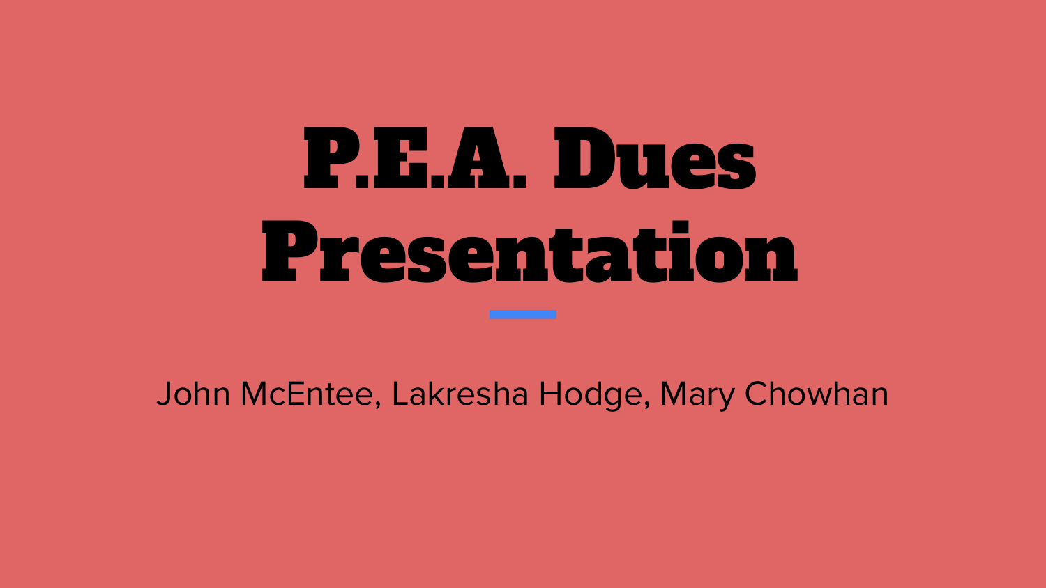# P.E.A. Dues Presentation

John McEntee, Lakresha Hodge, Mary Chowhan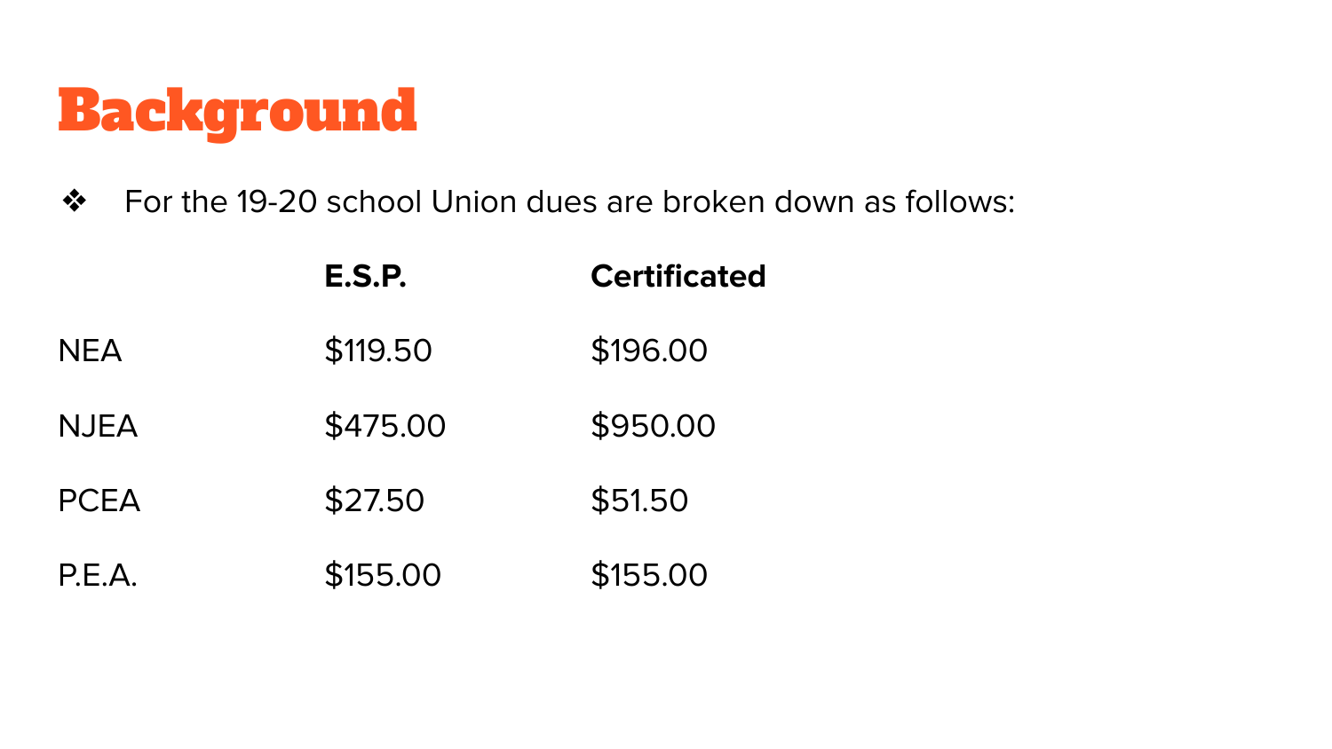# Background

- For the 19-20 school Union dues are broken down as follows:

| | E.S.P. | Certificated |
| --- | --- | --- |
| NEA | $119.50 | $196.00 |
| NJEA | $475.00 | $950.00 |
| PCEA | $27.50 | $51.50 |
| P.E.A. | $155.00 | $155.00 |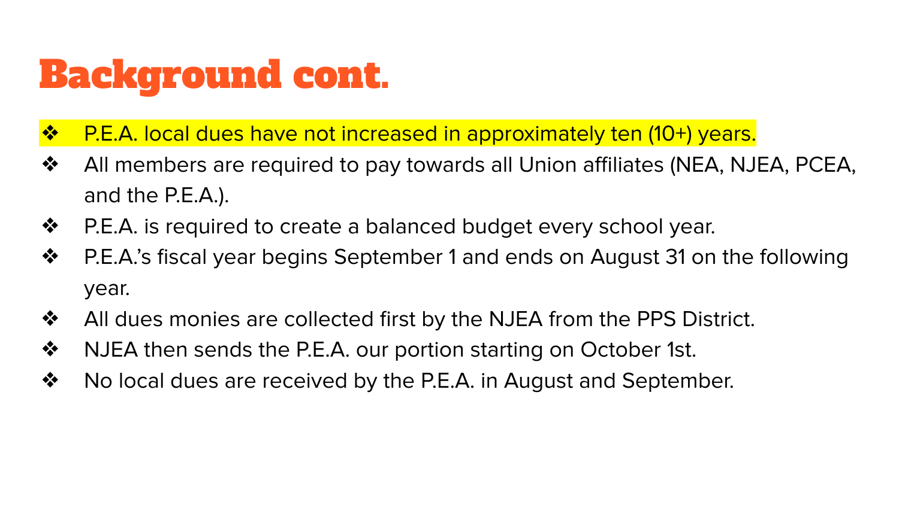# Background cont.

- P.E.A. local dues have not increased in approximately ten (10+) years.
- All members are required to pay towards all Union affiliates (NEA, NJEA, PCEA, and the P.E.A.).
- P.E.A. is required to create a balanced budget every school year.
- P.E.A.'s fiscal year begins September 1 and ends on August 31 on the following year.
- All dues monies are collected first by the NJEA from the PPS District.
- NJEA then sends the P.E.A. our portion starting on October 1st.
- No local dues are received by the P.E.A. in August and September.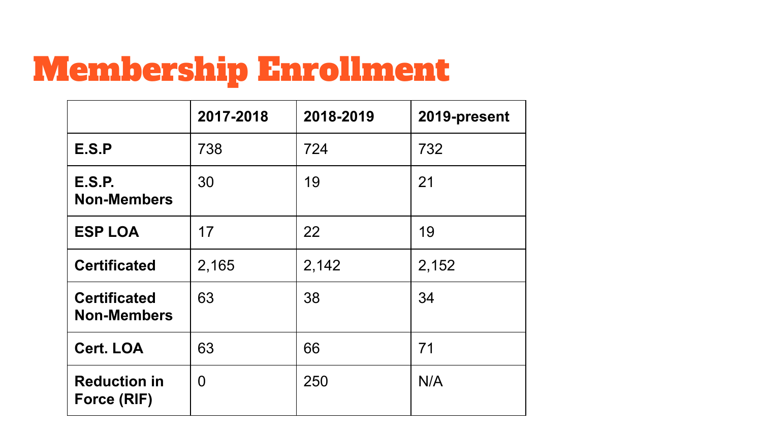# Membership Enrollment

| | 2017-2018 | 2018-2019 | 2019-present |
|---|---|---|---|
| E.S.P | 738 | 724 | 732 |
| E.S.P. Non-Members | 30 | 19 | 21 |
| ESP LOA | 17 | 22 | 19 |
| Certificated | 2,165 | 2,142 | 2,152 |
| Certificated Non-Members | 63 | 38 | 34 |
| Cert. LOA | 63 | 66 | 71 |
| Reduction in Force (RIF) | 0 | 250 | N/A |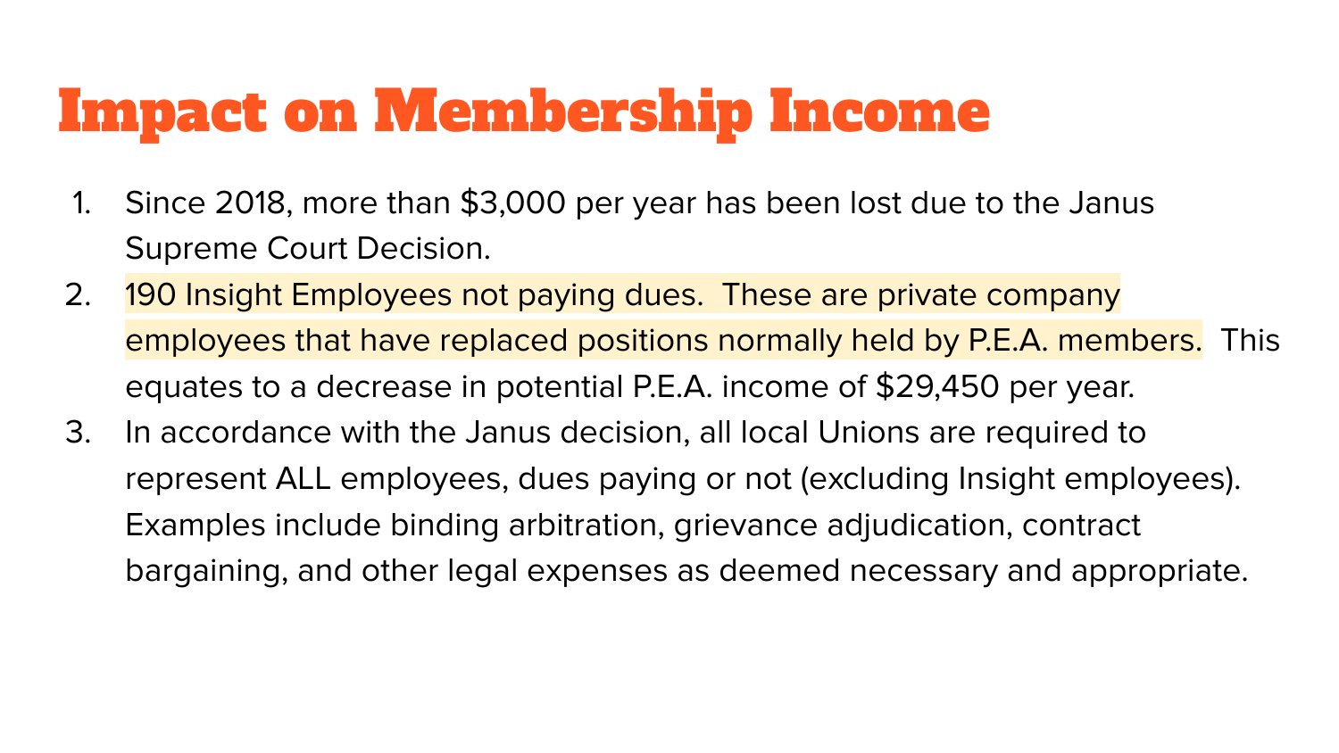# Impact on Membership Income

1. Since 2018, more than $3,000 per year has been lost due to the Janus Supreme Court Decision.
2. 190 Insight Employees not paying dues.  These are private company employees that have replaced positions normally held by P.E.A. members.  This equates to a decrease in potential P.E.A. income of $29,450 per year.
3. In accordance with the Janus decision, all local Unions are required to represent ALL employees, dues paying or not (excluding Insight employees). Examples include binding arbitration, grievance adjudication, contract bargaining, and other legal expenses as deemed necessary and appropriate.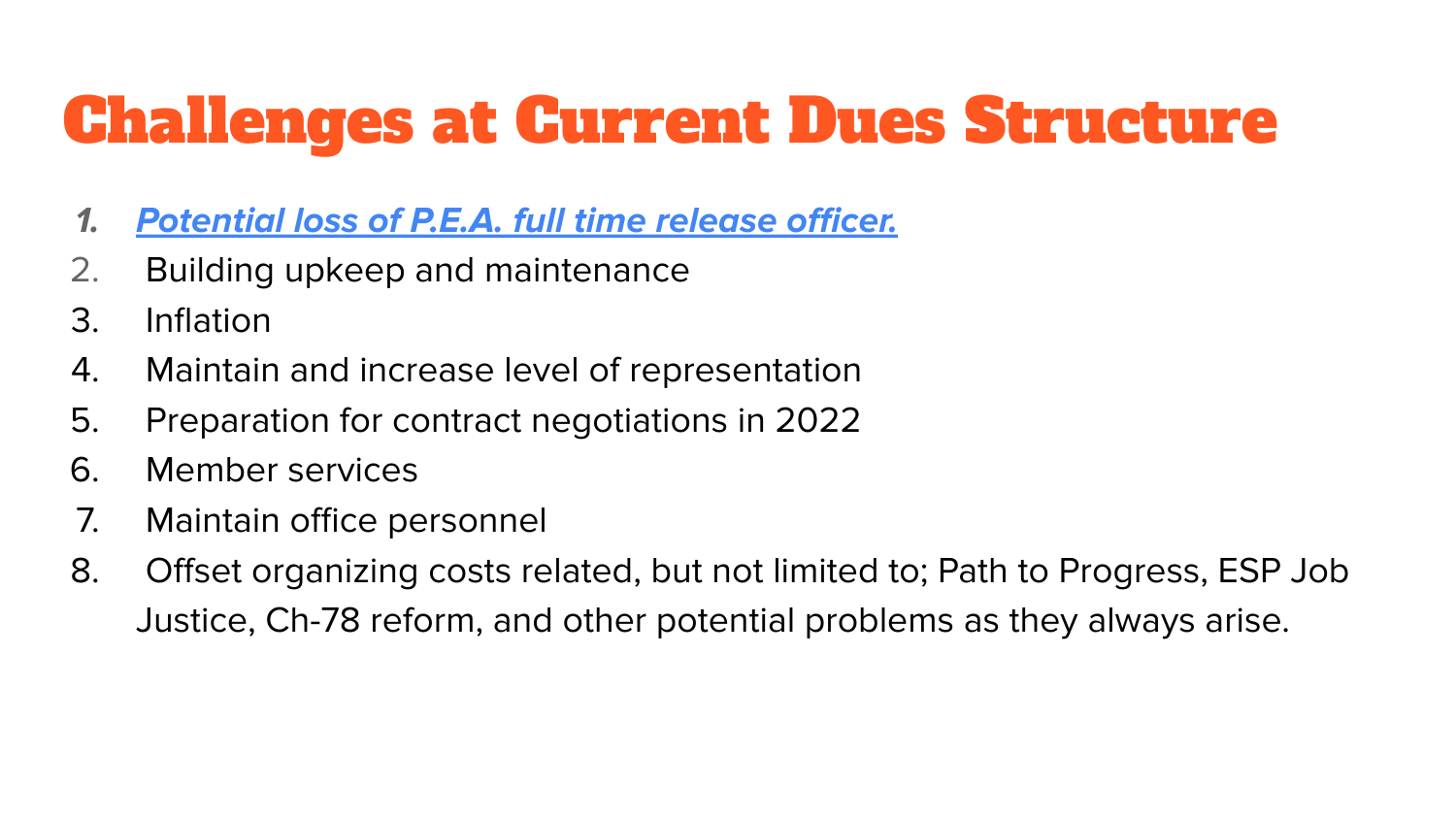# Challenges at Current Dues Structure

1. ***Potential loss of P.E.A. full time release officer.***
2. Building upkeep and maintenance
3. Inflation
4. Maintain and increase level of representation
5. Preparation for contract negotiations in 2022
6. Member services
7. Maintain office personnel
8. Offset organizing costs related, but not limited to; Path to Progress, ESP Job Justice, Ch-78 reform, and other potential problems as they always arise.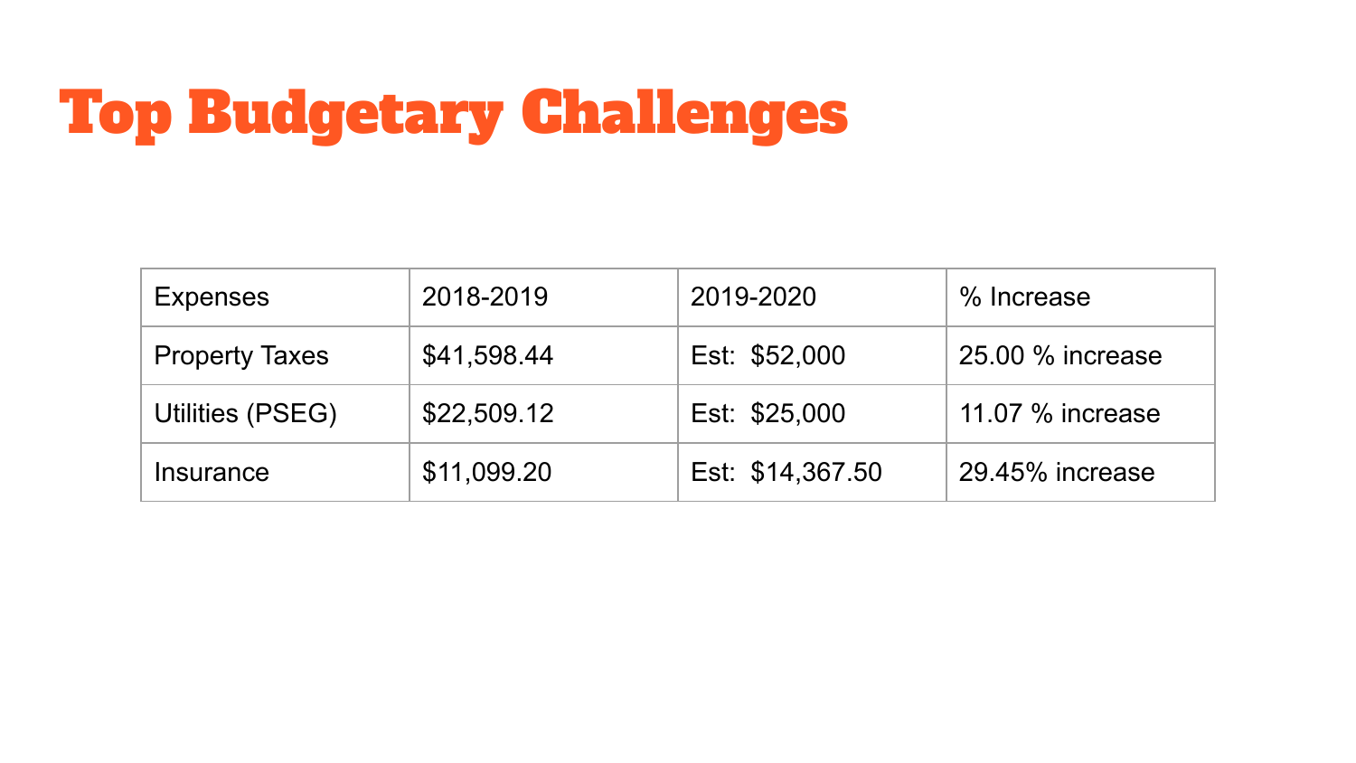# Top Budgetary Challenges

| Expenses | 2018-2019 | 2019-2020 | % Increase |
|---|---|---|---|
| Property Taxes | $41,598.44 | Est: $52,000 | 25.00 % increase |
| Utilities (PSEG) | $22,509.12 | Est: $25,000 | 11.07 % increase |
| Insurance | $11,099.20 | Est: $14,367.50 | 29.45% increase |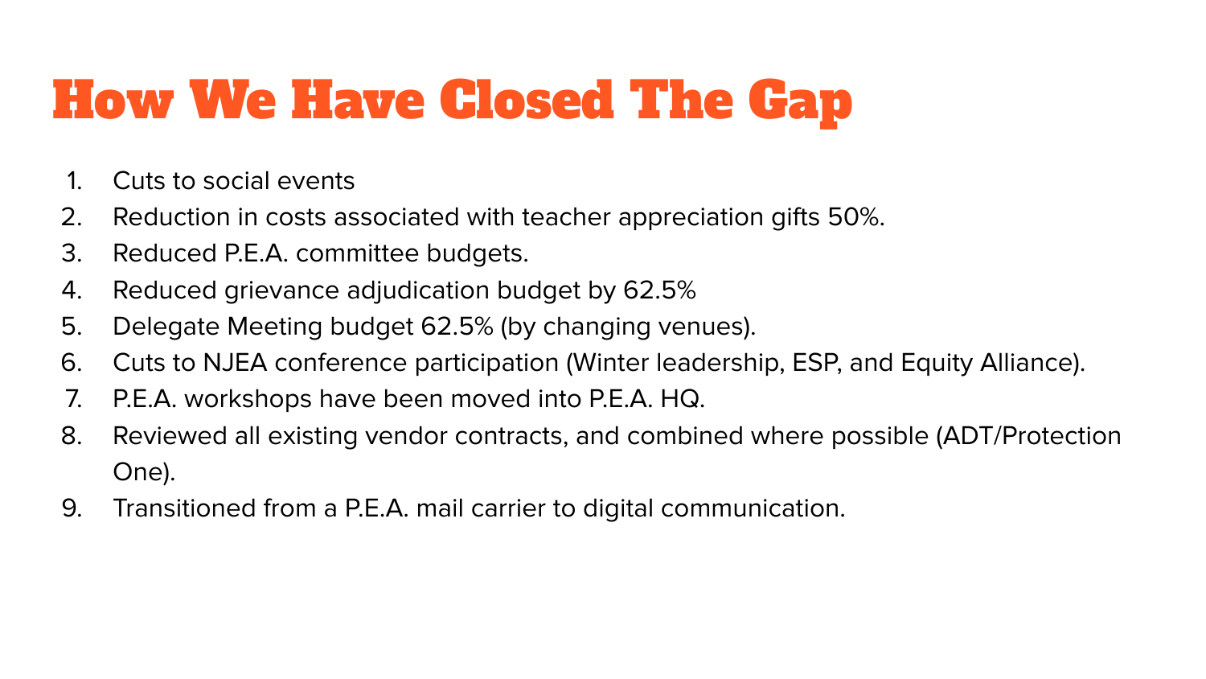# How We Have Closed The Gap

1. Cuts to social events
2. Reduction in costs associated with teacher appreciation gifts 50%.
3. Reduced P.E.A. committee budgets.
4. Reduced grievance adjudication budget by 62.5%
5. Delegate Meeting budget 62.5% (by changing venues).
6. Cuts to NJEA conference participation (Winter leadership, ESP, and Equity Alliance).
7. P.E.A. workshops have been moved into P.E.A. HQ.
8. Reviewed all existing vendor contracts, and combined where possible (ADT/Protection One).
9. Transitioned from a P.E.A. mail carrier to digital communication.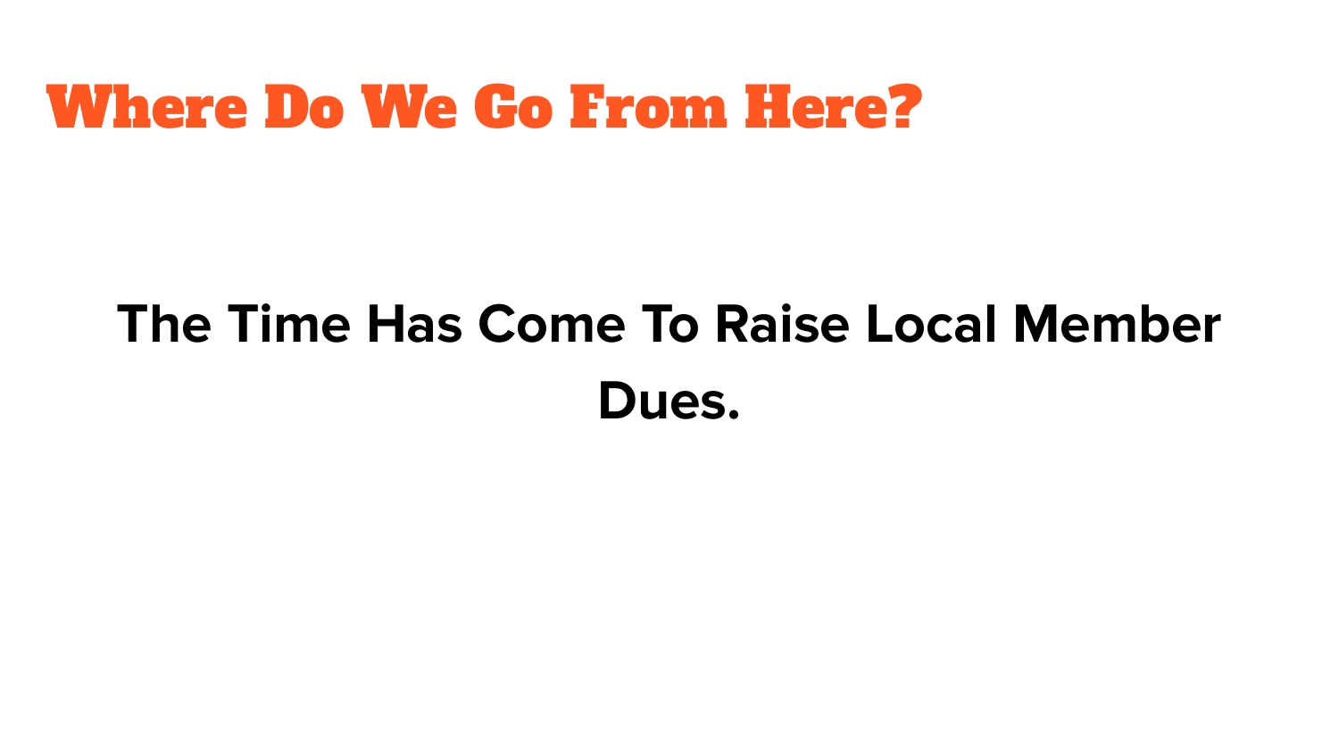# Where Do We Go From Here?

**The Time Has Come To Raise Local Member Dues.**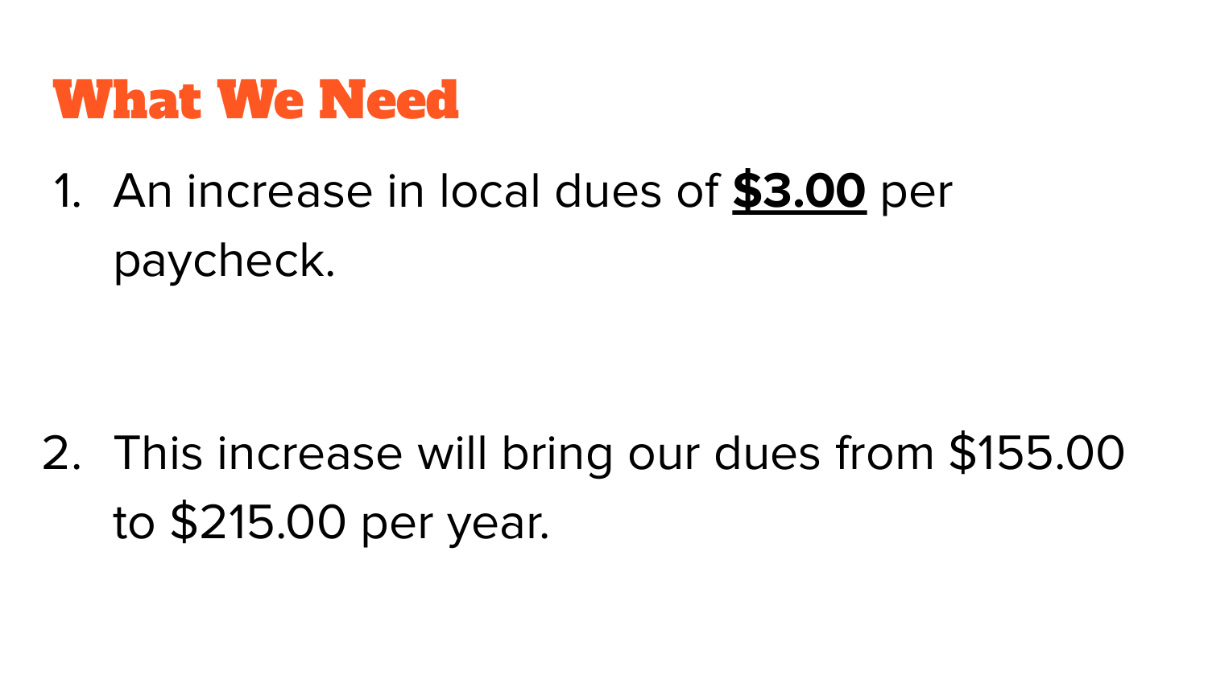# What We Need

1. An increase in local dues of **$3.00** per paycheck.

2. This increase will bring our dues from $155.00 to $215.00 per year.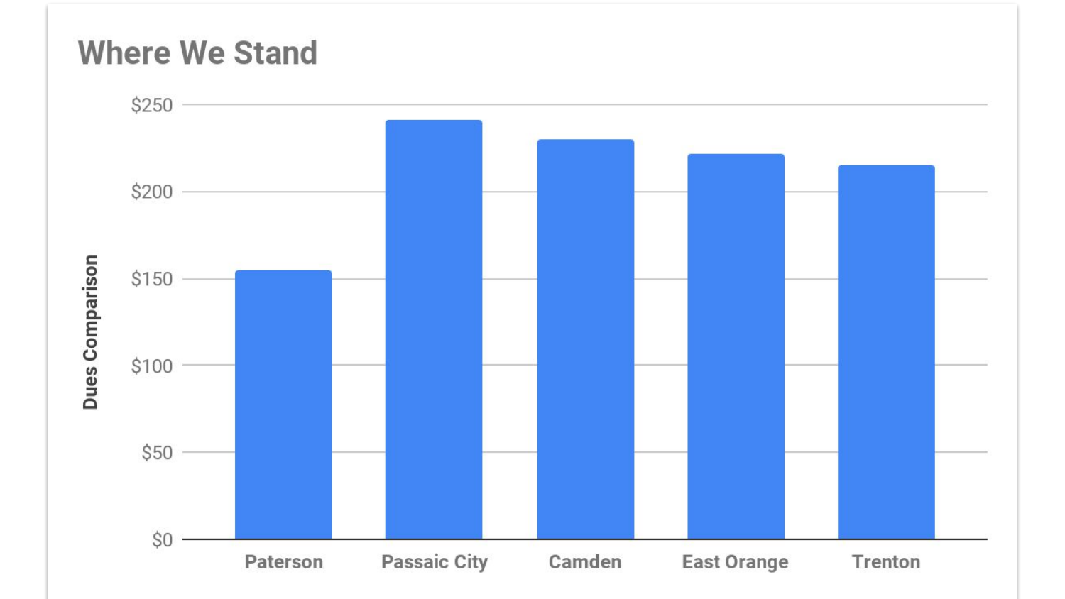## Where We Stand

Dues Comparison

$250
$200
$150
$100
$50
$0

Paterson | Passaic City | Camden | East Orange | Trenton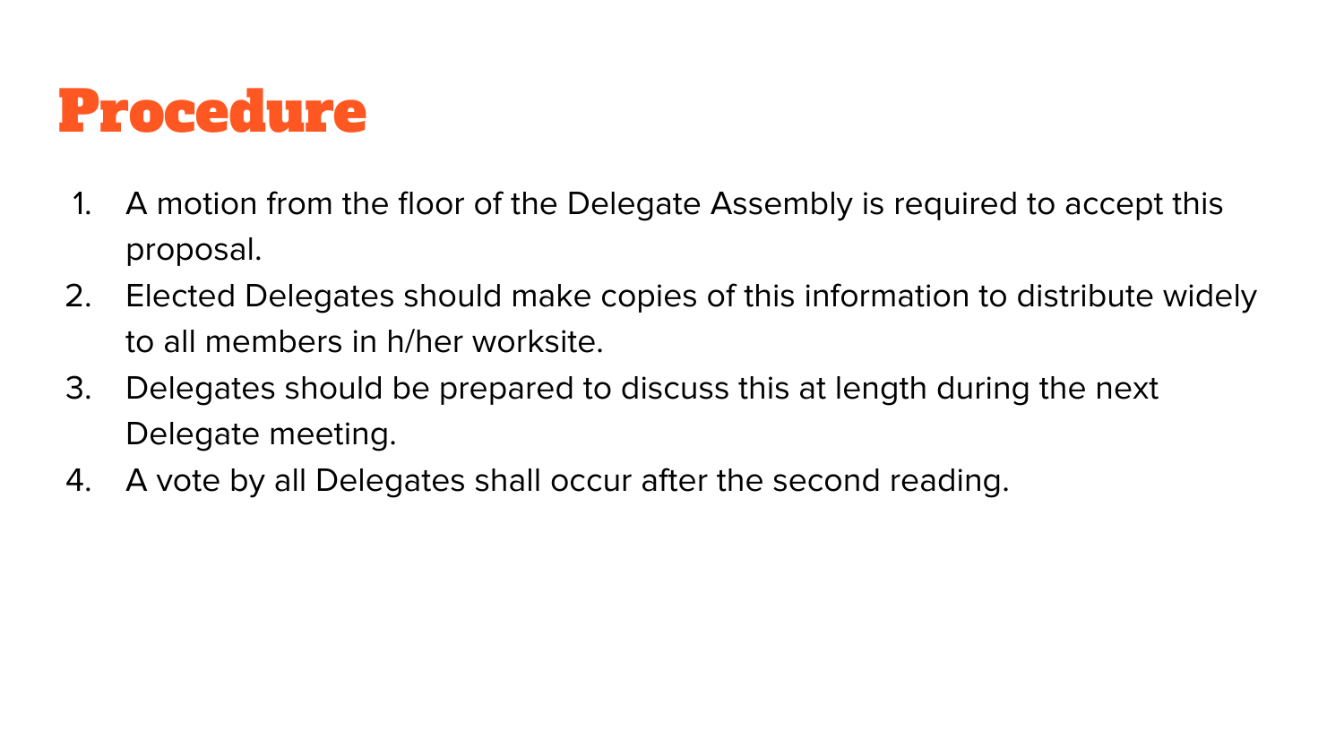# Procedure

1. A motion from the floor of the Delegate Assembly is required to accept this proposal.
2. Elected Delegates should make copies of this information to distribute widely to all members in h/her worksite.
3. Delegates should be prepared to discuss this at length during the next Delegate meeting.
4. A vote by all Delegates shall occur after the second reading.